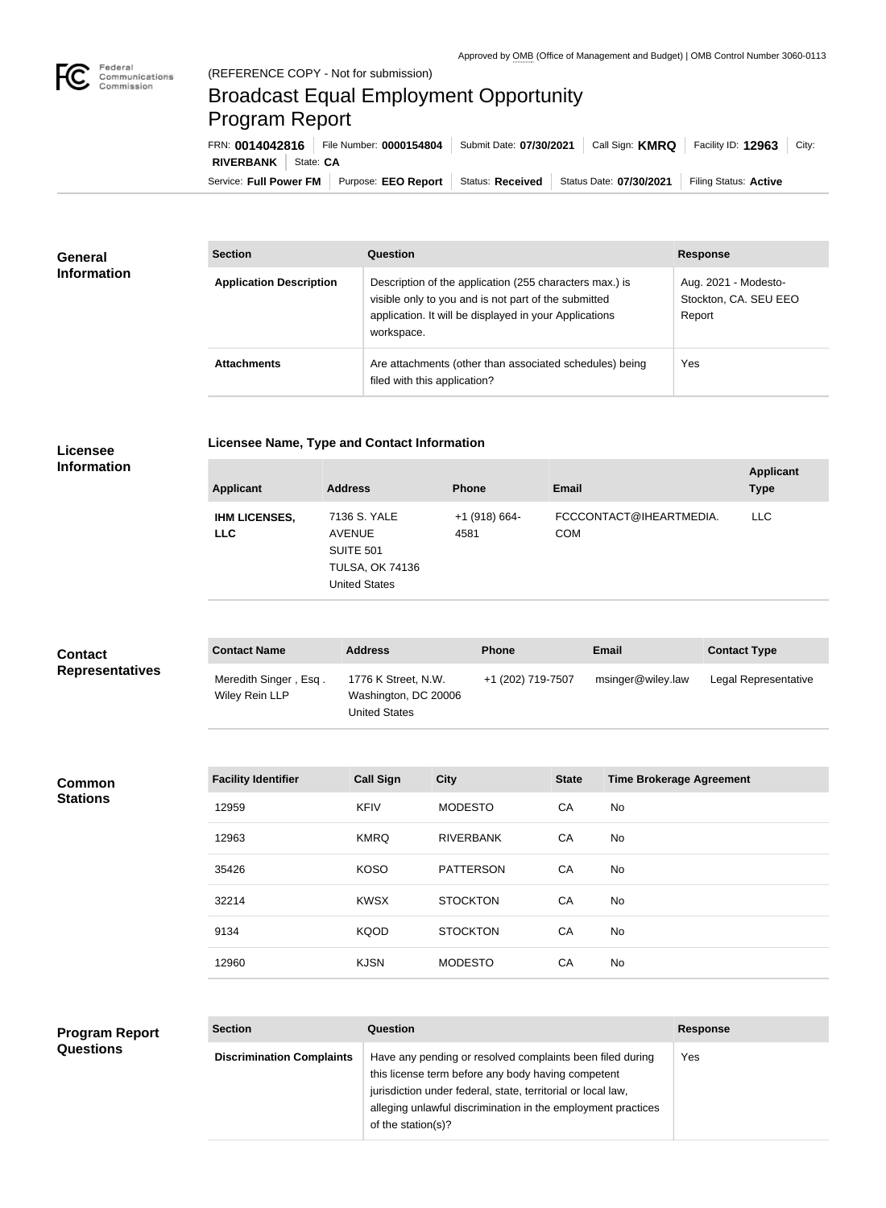Approved by OMB (Office of Management and Budget) | OMB Control Number 3060-0113

Federal Communications Commission

(REFERENCE COPY - Not for submission)

# Broadcast Equal Employment Opportunity Program Report

FRN: **0014042816** | File Number: **0000154804** | Submit Date: **07/30/2021** | Call Sign: **KMRQ** | Facility ID: **12963** | City: **RIVERBANK** | State: **CA**

Service: **Full Power FM** | Purpose: **EEO Report** | Status: **Received** | Status Date: **07/30/2021** | Filing Status: **Active**

## General Information

| Section | Question | Response |
| --- | --- | --- |
| **Application Description** | Description of the application (255 characters max.) is visible only to you and is not part of the submitted application. It will be displayed in your Applications workspace. | Aug. 2021 - Modesto-Stockton, CA. SEU EEO Report |
| **Attachments** | Are attachments (other than associated schedules) being filed with this application? | Yes |

## Licensee Information

### Licensee Name, Type and Contact Information

| Applicant | Address | Phone | Email | Applicant Type |
| --- | --- | --- | --- | --- |
| **IHM LICENSES, LLC** | 7136 S. YALE AVENUE SUITE 501 TULSA, OK 74136 United States | +1 (918) 664-4581 | FCCCONTACT@IHEARTMEDIA.COM | LLC |

## Contact Representatives

| Contact Name | Address | Phone | Email | Contact Type |
| --- | --- | --- | --- | --- |
| Meredith Singer , Esq . Wiley Rein LLP | 1776 K Street, N.W. Washington, DC 20006 United States | +1 (202) 719-7507 | msinger@wiley.law | Legal Representative |

## Common Stations

| Facility Identifier | Call Sign | City | State | Time Brokerage Agreement |
| --- | --- | --- | --- | --- |
| 12959 | KFIV | MODESTO | CA | No |
| 12963 | KMRQ | RIVERBANK | CA | No |
| 35426 | KOSO | PATTERSON | CA | No |
| 32214 | KWSX | STOCKTON | CA | No |
| 9134 | KQOD | STOCKTON | CA | No |
| 12960 | KJSN | MODESTO | CA | No |

## Program Report Questions

| Section | Question | Response |
| --- | --- | --- |
| **Discrimination Complaints** | Have any pending or resolved complaints been filed during this license term before any body having competent jurisdiction under federal, state, territorial or local law, alleging unlawful discrimination in the employment practices of the station(s)? | Yes |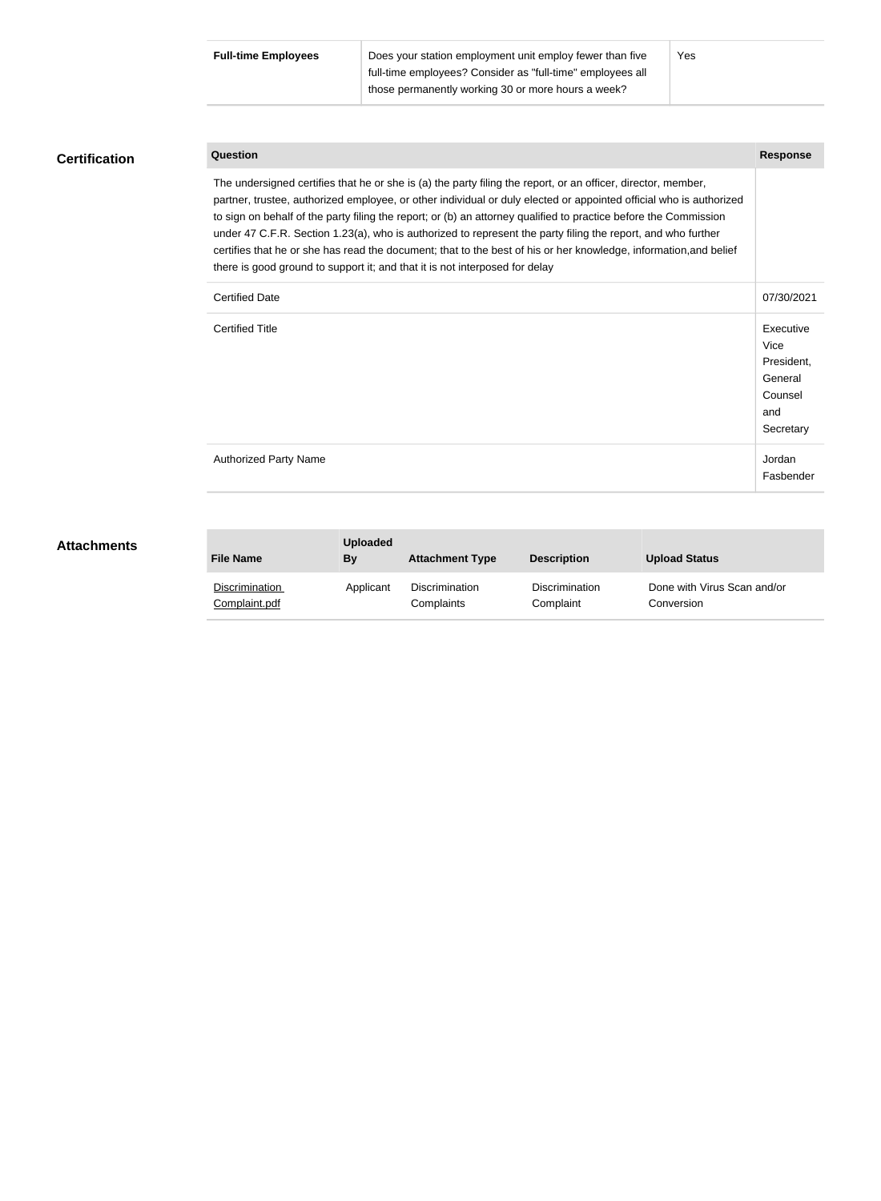| | | |
|---|---|---|
| **Full-time Employees** | Does your station employment unit employ fewer than five full-time employees? Consider as "full-time" employees all those permanently working 30 or more hours a week? | Yes |

## Certification

| Question | Response |
|---|---|
| The undersigned certifies that he or she is (a) the party filing the report, or an officer, director, member, partner, trustee, authorized employee, or other individual or duly elected or appointed official who is authorized to sign on behalf of the party filing the report; or (b) an attorney qualified to practice before the Commission under 47 C.F.R. Section 1.23(a), who is authorized to represent the party filing the report, and who further certifies that he or she has read the document; that to the best of his or her knowledge, information,and belief there is good ground to support it; and that it is not interposed for delay | |
| Certified Date | 07/30/2021 |
| Certified Title | Executive Vice President, General Counsel and Secretary |
| Authorized Party Name | Jordan Fasbender |

## Attachments

| File Name | Uploaded By | Attachment Type | Description | Upload Status |
|---|---|---|---|---|
| Discrimination Complaint.pdf | Applicant | Discrimination Complaints | Discrimination Complaint | Done with Virus Scan and/or Conversion |